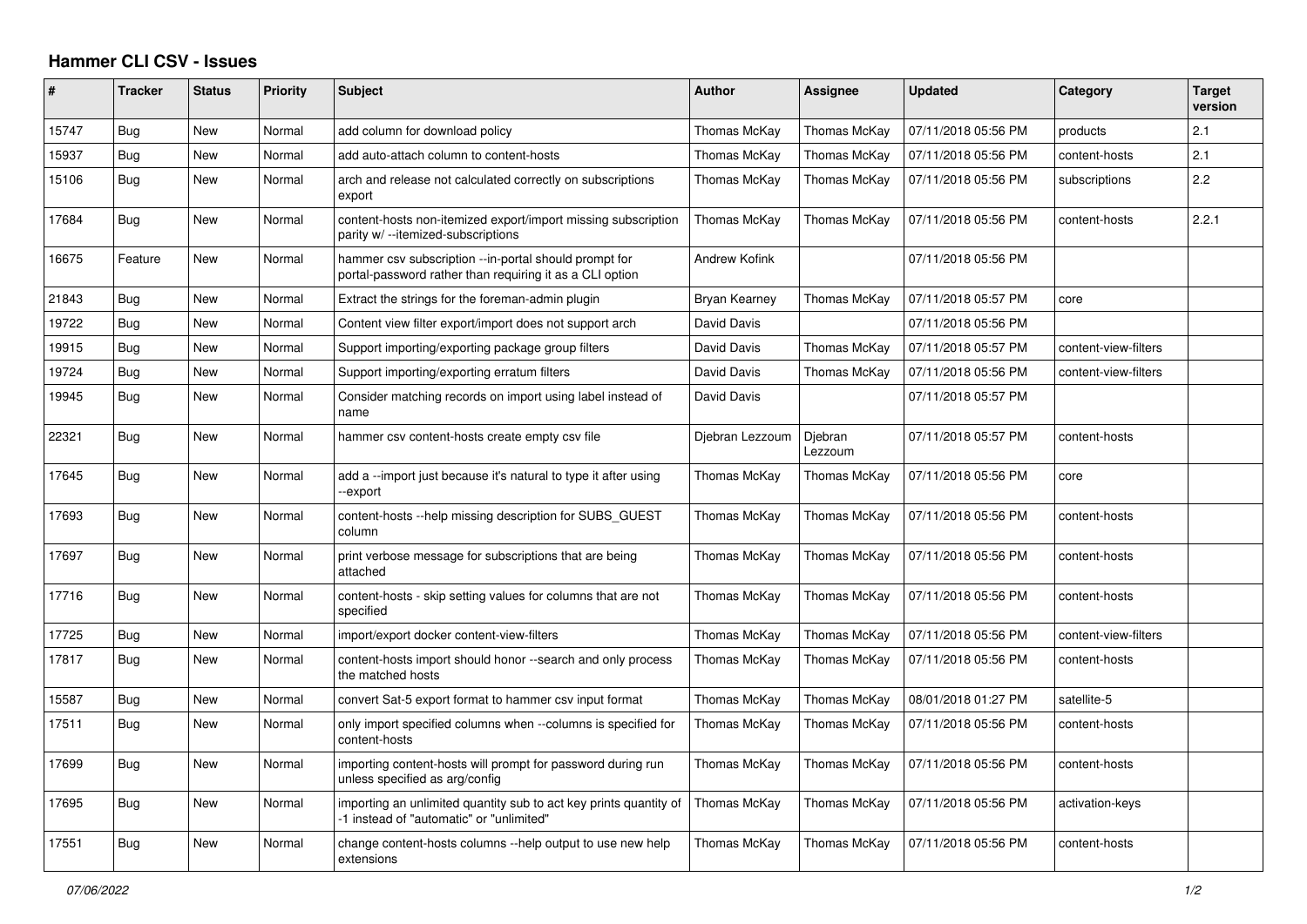# Hammer CLI CSV - Issues

| # | Tracker | Status | Priority | Subject | Author | Assignee | Updated | Category | Target version |
|---|---|---|---|---|---|---|---|---|---|
| 15747 | Bug | New | Normal | add column for download policy | Thomas McKay | Thomas McKay | 07/11/2018 05:56 PM | products | 2.1 |
| 15937 | Bug | New | Normal | add auto-attach column to content-hosts | Thomas McKay | Thomas McKay | 07/11/2018 05:56 PM | content-hosts | 2.1 |
| 15106 | Bug | New | Normal | arch and release not calculated correctly on subscriptions export | Thomas McKay | Thomas McKay | 07/11/2018 05:56 PM | subscriptions | 2.2 |
| 17684 | Bug | New | Normal | content-hosts non-itemized export/import missing subscription parity w/ --itemized-subscriptions | Thomas McKay | Thomas McKay | 07/11/2018 05:56 PM | content-hosts | 2.2.1 |
| 16675 | Feature | New | Normal | hammer csv subscription --in-portal should prompt for portal-password rather than requiring it as a CLI option | Andrew Kofink | | 07/11/2018 05:56 PM | | |
| 21843 | Bug | New | Normal | Extract the strings for the foreman-admin plugin | Bryan Kearney | Thomas McKay | 07/11/2018 05:57 PM | core | |
| 19722 | Bug | New | Normal | Content view filter export/import does not support arch | David Davis | | 07/11/2018 05:56 PM | | |
| 19915 | Bug | New | Normal | Support importing/exporting package group filters | David Davis | Thomas McKay | 07/11/2018 05:57 PM | content-view-filters | |
| 19724 | Bug | New | Normal | Support importing/exporting erratum filters | David Davis | Thomas McKay | 07/11/2018 05:56 PM | content-view-filters | |
| 19945 | Bug | New | Normal | Consider matching records on import using label instead of name | David Davis | | 07/11/2018 05:57 PM | | |
| 22321 | Bug | New | Normal | hammer csv content-hosts create empty csv file | Djebran Lezzoum | Djebran Lezzoum | 07/11/2018 05:57 PM | content-hosts | |
| 17645 | Bug | New | Normal | add a --import just because it's natural to type it after using --export | Thomas McKay | Thomas McKay | 07/11/2018 05:56 PM | core | |
| 17693 | Bug | New | Normal | content-hosts --help missing description for SUBS_GUEST column | Thomas McKay | Thomas McKay | 07/11/2018 05:56 PM | content-hosts | |
| 17697 | Bug | New | Normal | print verbose message for subscriptions that are being attached | Thomas McKay | Thomas McKay | 07/11/2018 05:56 PM | content-hosts | |
| 17716 | Bug | New | Normal | content-hosts - skip setting values for columns that are not specified | Thomas McKay | Thomas McKay | 07/11/2018 05:56 PM | content-hosts | |
| 17725 | Bug | New | Normal | import/export docker content-view-filters | Thomas McKay | Thomas McKay | 07/11/2018 05:56 PM | content-view-filters | |
| 17817 | Bug | New | Normal | content-hosts import should honor --search and only process the matched hosts | Thomas McKay | Thomas McKay | 07/11/2018 05:56 PM | content-hosts | |
| 15587 | Bug | New | Normal | convert Sat-5 export format to hammer csv input format | Thomas McKay | Thomas McKay | 08/01/2018 01:27 PM | satellite-5 | |
| 17511 | Bug | New | Normal | only import specified columns when --columns is specified for content-hosts | Thomas McKay | Thomas McKay | 07/11/2018 05:56 PM | content-hosts | |
| 17699 | Bug | New | Normal | importing content-hosts will prompt for password during run unless specified as arg/config | Thomas McKay | Thomas McKay | 07/11/2018 05:56 PM | content-hosts | |
| 17695 | Bug | New | Normal | importing an unlimited quantity sub to act key prints quantity of -1 instead of "automatic" or "unlimited" | Thomas McKay | Thomas McKay | 07/11/2018 05:56 PM | activation-keys | |
| 17551 | Bug | New | Normal | change content-hosts columns --help output to use new help extensions | Thomas McKay | Thomas McKay | 07/11/2018 05:56 PM | content-hosts | |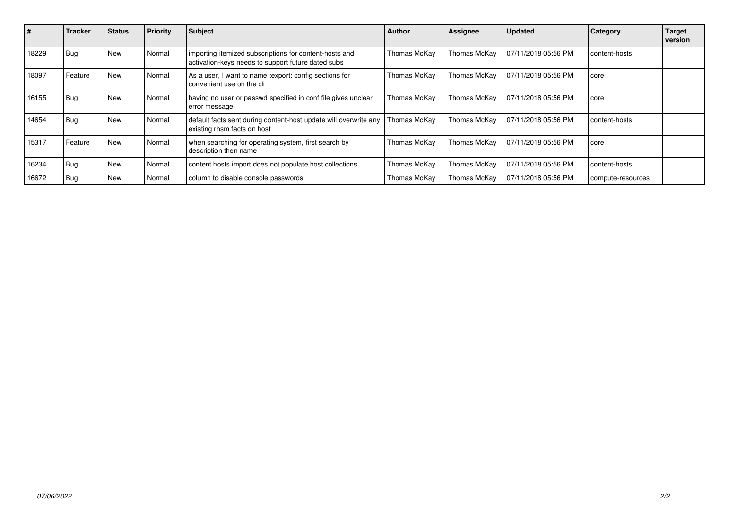| # | Tracker | Status | Priority | Subject | Author | Assignee | Updated | Category | Target version |
|---|---|---|---|---|---|---|---|---|---|
| 18229 | Bug | New | Normal | importing itemized subscriptions for content-hosts and activation-keys needs to support future dated subs | Thomas McKay | Thomas McKay | 07/11/2018 05:56 PM | content-hosts | |
| 18097 | Feature | New | Normal | As a user, I want to name :export: config sections for convenient use on the cli | Thomas McKay | Thomas McKay | 07/11/2018 05:56 PM | core | |
| 16155 | Bug | New | Normal | having no user or passwd specified in conf file gives unclear error message | Thomas McKay | Thomas McKay | 07/11/2018 05:56 PM | core | |
| 14654 | Bug | New | Normal | default facts sent during content-host update will overwrite any existing rhsm facts on host | Thomas McKay | Thomas McKay | 07/11/2018 05:56 PM | content-hosts | |
| 15317 | Feature | New | Normal | when searching for operating system, first search by description then name | Thomas McKay | Thomas McKay | 07/11/2018 05:56 PM | core | |
| 16234 | Bug | New | Normal | content hosts import does not populate host collections | Thomas McKay | Thomas McKay | 07/11/2018 05:56 PM | content-hosts | |
| 16672 | Bug | New | Normal | column to disable console passwords | Thomas McKay | Thomas McKay | 07/11/2018 05:56 PM | compute-resources | |